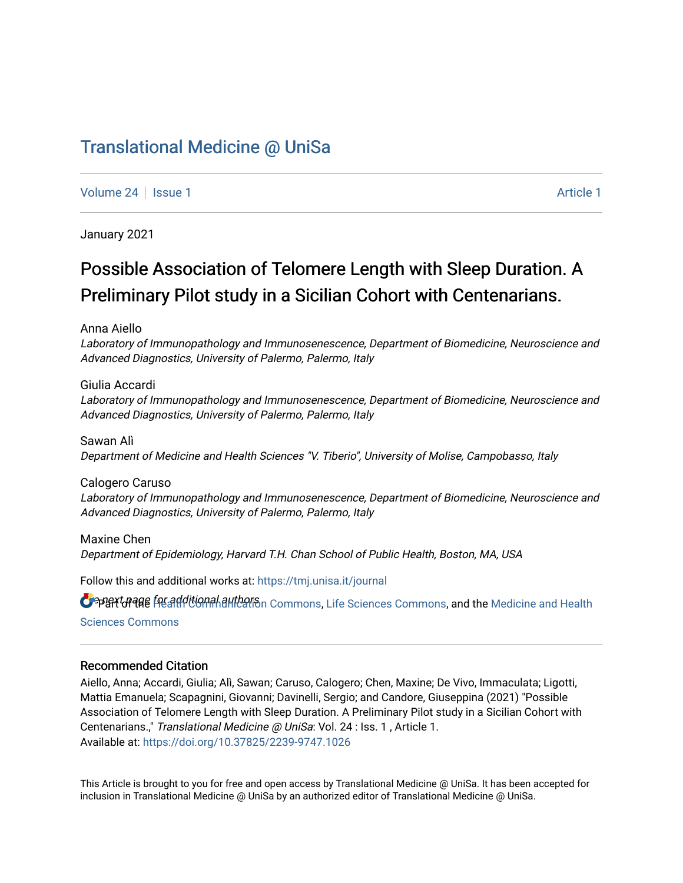Translational Medicine @ UniSa

Volume 24 | Issue 1 Article 1

January 2021

# Possible Association of Telomere Length with Sleep Duration. A Preliminary Pilot study in a Sicilian Cohort with Centenarians.

Anna Aiello
*Laboratory of Immunopathology and Immunosenescence, Department of Biomedicine, Neuroscience and Advanced Diagnostics, University of Palermo, Palermo, Italy*

Giulia Accardi
*Laboratory of Immunopathology and Immunosenescence, Department of Biomedicine, Neuroscience and Advanced Diagnostics, University of Palermo, Palermo, Italy*

Sawan Alì
*Department of Medicine and Health Sciences "V. Tiberio", University of Molise, Campobasso, Italy*

Calogero Caruso
*Laboratory of Immunopathology and Immunosenescence, Department of Biomedicine, Neuroscience and Advanced Diagnostics, University of Palermo, Palermo, Italy*

Maxine Chen
*Department of Epidemiology, Harvard T.H. Chan School of Public Health, Boston, MA, USA*

Follow this and additional works at: https://tmj.unisa.it/journal

See next page for additional authors

Part of the Health Communication Commons, Life Sciences Commons, and the Medicine and Health Sciences Commons

## Recommended Citation

Aiello, Anna; Accardi, Giulia; Alì, Sawan; Caruso, Calogero; Chen, Maxine; De Vivo, Immaculata; Ligotti, Mattia Emanuela; Scapagnini, Giovanni; Davinelli, Sergio; and Candore, Giuseppina (2021) "Possible Association of Telomere Length with Sleep Duration. A Preliminary Pilot study in a Sicilian Cohort with Centenarians.," *Translational Medicine @ UniSa*: Vol. 24 : Iss. 1 , Article 1.
Available at: https://doi.org/10.37825/2239-9747.1026

This Article is brought to you for free and open access by Translational Medicine @ UniSa. It has been accepted for inclusion in Translational Medicine @ UniSa by an authorized editor of Translational Medicine @ UniSa.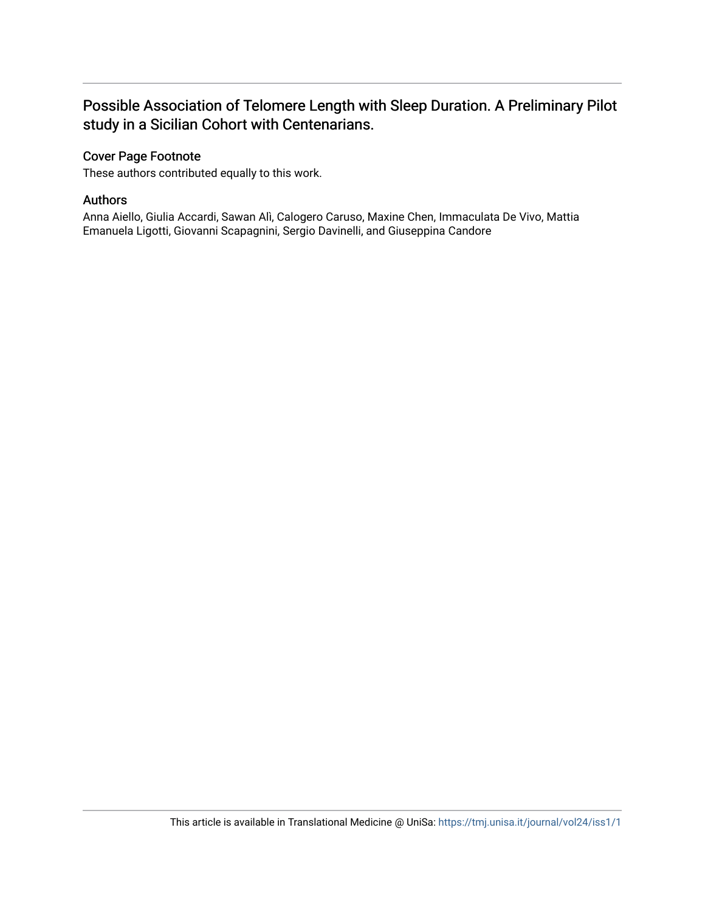# Possible Association of Telomere Length with Sleep Duration. A Preliminary Pilot study in a Sicilian Cohort with Centenarians.

## Cover Page Footnote

These authors contributed equally to this work.

## Authors

Anna Aiello, Giulia Accardi, Sawan Alì, Calogero Caruso, Maxine Chen, Immaculata De Vivo, Mattia Emanuela Ligotti, Giovanni Scapagnini, Sergio Davinelli, and Giuseppina Candore

This article is available in Translational Medicine @ UniSa: https://tmj.unisa.it/journal/vol24/iss1/1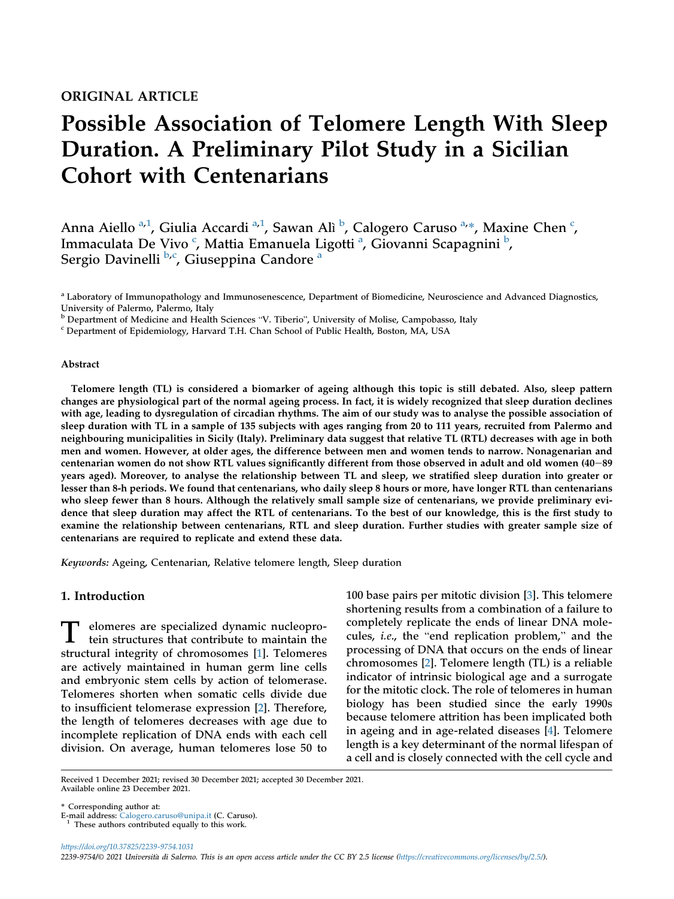ORIGINAL ARTICLE

# Possible Association of Telomere Length With Sleep Duration. A Preliminary Pilot Study in a Sicilian Cohort with Centenarians

Anna Aiello [a,1], Giulia Accardi [a,1], Sawan Alì [b], Calogero Caruso [a,*], Maxine Chen [c], Immaculata De Vivo [c], Mattia Emanuela Ligotti [a], Giovanni Scapagnini [b], Sergio Davinelli [b,c], Giuseppina Candore [a]

[a] Laboratory of Immunopathology and Immunosenescence, Department of Biomedicine, Neuroscience and Advanced Diagnostics, University of Palermo, Palermo, Italy

[b] Department of Medicine and Health Sciences "V. Tiberio", University of Molise, Campobasso, Italy

[c] Department of Epidemiology, Harvard T.H. Chan School of Public Health, Boston, MA, USA

### Abstract

**Telomere length (TL) is considered a biomarker of ageing although this topic is still debated. Also, sleep pattern changes are physiological part of the normal ageing process. In fact, it is widely recognized that sleep duration declines with age, leading to dysregulation of circadian rhythms. The aim of our study was to analyse the possible association of sleep duration with TL in a sample of 135 subjects with ages ranging from 20 to 111 years, recruited from Palermo and neighbouring municipalities in Sicily (Italy). Preliminary data suggest that relative TL (RTL) decreases with age in both men and women. However, at older ages, the difference between men and women tends to narrow. Nonagenarian and centenarian women do not show RTL values significantly different from those observed in adult and old women (40−89 years aged). Moreover, to analyse the relationship between TL and sleep, we stratified sleep duration into greater or lesser than 8-h periods. We found that centenarians, who daily sleep 8 hours or more, have longer RTL than centenarians who sleep fewer than 8 hours. Although the relatively small sample size of centenarians, we provide preliminary evidence that sleep duration may affect the RTL of centenarians. To the best of our knowledge, this is the first study to examine the relationship between centenarians, RTL and sleep duration. Further studies with greater sample size of centenarians are required to replicate and extend these data.**

*Keywords:* Ageing, Centenarian, Relative telomere length, Sleep duration

## 1. Introduction

Telomeres are specialized dynamic nucleoprotein structures that contribute to maintain the structural integrity of chromosomes [1]. Telomeres are actively maintained in human germ line cells and embryonic stem cells by action of telomerase. Telomeres shorten when somatic cells divide due to insufficient telomerase expression [2]. Therefore, the length of telomeres decreases with age due to incomplete replication of DNA ends with each cell division. On average, human telomeres lose 50 to 100 base pairs per mitotic division [3]. This telomere shortening results from a combination of a failure to completely replicate the ends of linear DNA molecules, *i.e.*, the "end replication problem," and the processing of DNA that occurs on the ends of linear chromosomes [2]. Telomere length (TL) is a reliable indicator of intrinsic biological age and a surrogate for the mitotic clock. The role of telomeres in human biology has been studied since the early 1990s because telomere attrition has been implicated both in ageing and in age-related diseases [4]. Telomere length is a key determinant of the normal lifespan of a cell and is closely connected with the cell cycle and

Received 1 December 2021; revised 30 December 2021; accepted 30 December 2021.
Available online 23 December 2021.

\* Corresponding author at:
E-mail address: Calogero.caruso@unipa.it (C. Caruso).
[1] These authors contributed equally to this work.

https://doi.org/10.37825/2239-9754.1031
2239-9754/© 2021 Università di Salerno. This is an open access article under the CC BY 2.5 license (https://creativecommons.org/licenses/by/2.5/).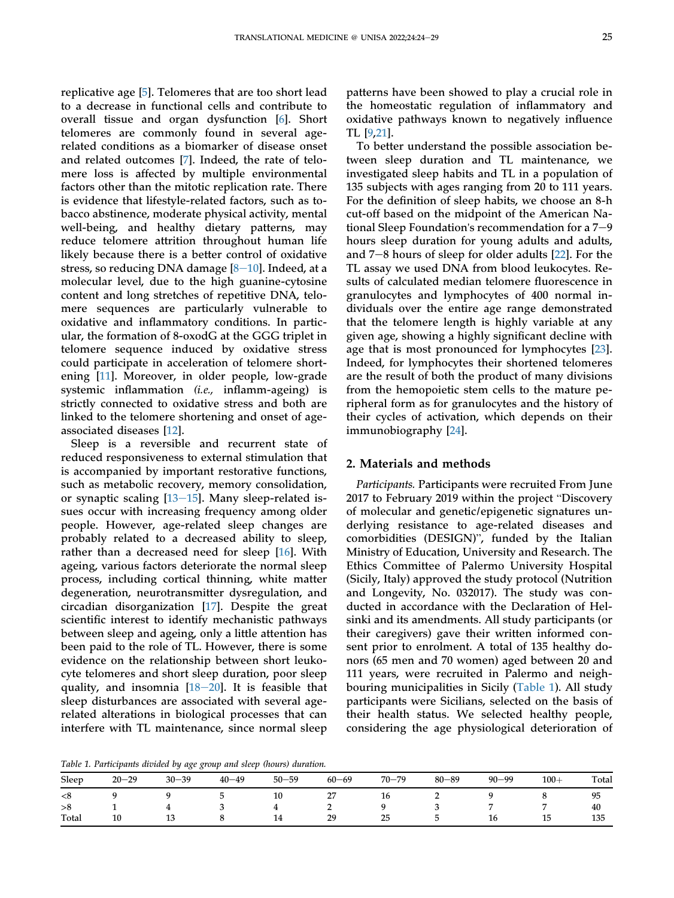replicative age [5]. Telomeres that are too short lead to a decrease in functional cells and contribute to overall tissue and organ dysfunction [6]. Short telomeres are commonly found in several age-related conditions as a biomarker of disease onset and related outcomes [7]. Indeed, the rate of telomere loss is affected by multiple environmental factors other than the mitotic replication rate. There is evidence that lifestyle-related factors, such as tobacco abstinence, moderate physical activity, mental well-being, and healthy dietary patterns, may reduce telomere attrition throughout human life likely because there is a better control of oxidative stress, so reducing DNA damage [8–10]. Indeed, at a molecular level, due to the high guanine-cytosine content and long stretches of repetitive DNA, telomere sequences are particularly vulnerable to oxidative and inflammatory conditions. In particular, the formation of 8-oxodG at the GGG triplet in telomere sequence induced by oxidative stress could participate in acceleration of telomere shortening [11]. Moreover, in older people, low-grade systemic inflammation (*i.e.,* inflamm-ageing) is strictly connected to oxidative stress and both are linked to the telomere shortening and onset of age-associated diseases [12].

Sleep is a reversible and recurrent state of reduced responsiveness to external stimulation that is accompanied by important restorative functions, such as metabolic recovery, memory consolidation, or synaptic scaling [13–15]. Many sleep-related issues occur with increasing frequency among older people. However, age-related sleep changes are probably related to a decreased ability to sleep, rather than a decreased need for sleep [16]. With ageing, various factors deteriorate the normal sleep process, including cortical thinning, white matter degeneration, neurotransmitter dysregulation, and circadian disorganization [17]. Despite the great scientific interest to identify mechanistic pathways between sleep and ageing, only a little attention has been paid to the role of TL. However, there is some evidence on the relationship between short leukocyte telomeres and short sleep duration, poor sleep quality, and insomnia [18–20]. It is feasible that sleep disturbances are associated with several age-related alterations in biological processes that can interfere with TL maintenance, since normal sleep patterns have been showed to play a crucial role in the homeostatic regulation of inflammatory and oxidative pathways known to negatively influence TL [9,21].

To better understand the possible association between sleep duration and TL maintenance, we investigated sleep habits and TL in a population of 135 subjects with ages ranging from 20 to 111 years. For the definition of sleep habits, we choose an 8-h cut-off based on the midpoint of the American National Sleep Foundation's recommendation for a 7–9 hours sleep duration for young adults and adults, and 7–8 hours of sleep for older adults [22]. For the TL assay we used DNA from blood leukocytes. Results of calculated median telomere fluorescence in granulocytes and lymphocytes of 400 normal individuals over the entire age range demonstrated that the telomere length is highly variable at any given age, showing a highly significant decline with age that is most pronounced for lymphocytes [23]. Indeed, for lymphocytes their shortened telomeres are the result of both the product of many divisions from the hemopoietic stem cells to the mature peripheral form as for granulocytes and the history of their cycles of activation, which depends on their immunobiography [24].

## 2. Materials and methods

*Participants.* Participants were recruited From June 2017 to February 2019 within the project "Discovery of molecular and genetic/epigenetic signatures underlying resistance to age-related diseases and comorbidities (DESIGN)", funded by the Italian Ministry of Education, University and Research. The Ethics Committee of Palermo University Hospital (Sicily, Italy) approved the study protocol (Nutrition and Longevity, No. 032017). The study was conducted in accordance with the Declaration of Helsinki and its amendments. All study participants (or their caregivers) gave their written informed consent prior to enrolment. A total of 135 healthy donors (65 men and 70 women) aged between 20 and 111 years, were recruited in Palermo and neighbouring municipalities in Sicily (Table 1). All study participants were Sicilians, selected on the basis of their health status. We selected healthy people, considering the age physiological deterioration of

*Table 1. Participants divided by age group and sleep (hours) duration.*

| Sleep | 20–29 | 30–39 | 40–49 | 50–59 | 60–69 | 70–79 | 80–89 | 90–99 | 100+ | Total |
|---|---|---|---|---|---|---|---|---|---|---|
| <8 | 9 | 9 | 5 | 10 | 27 | 16 | 2 | 9 | 8 | 95 |
| >8 | 1 | 4 | 3 | 4 | 2 | 9 | 3 | 7 | 7 | 40 |
| Total | 10 | 13 | 8 | 14 | 29 | 25 | 5 | 16 | 15 | 135 |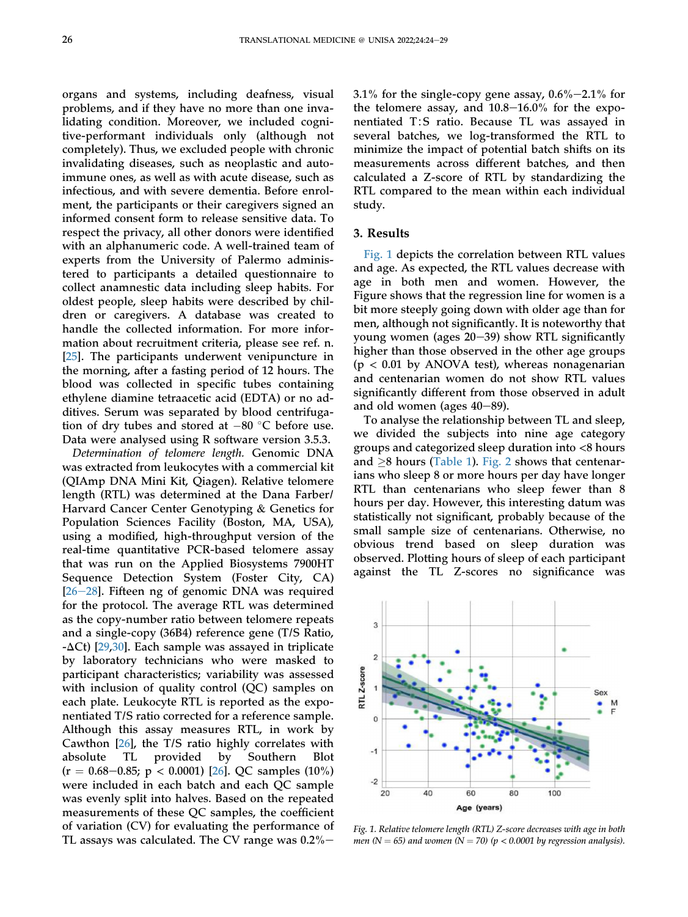organs and systems, including deafness, visual problems, and if they have no more than one invalidating condition. Moreover, we included cognitive-performant individuals only (although not completely). Thus, we excluded people with chronic invalidating diseases, such as neoplastic and autoimmune ones, as well as with acute disease, such as infectious, and with severe dementia. Before enrolment, the participants or their caregivers signed an informed consent form to release sensitive data. To respect the privacy, all other donors were identified with an alphanumeric code. A well-trained team of experts from the University of Palermo administered to participants a detailed questionnaire to collect anamnestic data including sleep habits. For oldest people, sleep habits were described by children or caregivers. A database was created to handle the collected information. For more information about recruitment criteria, please see ref. n. [25]. The participants underwent venipuncture in the morning, after a fasting period of 12 hours. The blood was collected in specific tubes containing ethylene diamine tetraacetic acid (EDTA) or no additives. Serum was separated by blood centrifugation of dry tubes and stored at −80 °C before use. Data were analysed using R software version 3.5.3.

*Determination of telomere length.* Genomic DNA was extracted from leukocytes with a commercial kit (QIAmp DNA Mini Kit, Qiagen). Relative telomere length (RTL) was determined at the Dana Farber/Harvard Cancer Center Genotyping & Genetics for Population Sciences Facility (Boston, MA, USA), using a modified, high-throughput version of the real-time quantitative PCR-based telomere assay that was run on the Applied Biosystems 7900HT Sequence Detection System (Foster City, CA) [26–28]. Fifteen ng of genomic DNA was required for the protocol. The average RTL was determined as the copy-number ratio between telomere repeats and a single-copy (36B4) reference gene (T/S Ratio, -ΔCt) [29,30]. Each sample was assayed in triplicate by laboratory technicians who were masked to participant characteristics; variability was assessed with inclusion of quality control (QC) samples on each plate. Leukocyte RTL is reported as the exponentiated T/S ratio corrected for a reference sample. Although this assay measures RTL, in work by Cawthon [26], the T/S ratio highly correlates with absolute TL provided by Southern Blot ($r = 0.68–0.85$; $p < 0.0001$) [26]. QC samples (10%) were included in each batch and each QC sample was evenly split into halves. Based on the repeated measurements of these QC samples, the coefficient of variation (CV) for evaluating the performance of TL assays was calculated. The CV range was 0.2%–3.1% for the single-copy gene assay, 0.6%–2.1% for the telomere assay, and 10.8–16.0% for the exponentiated T:S ratio. Because TL was assayed in several batches, we log-transformed the RTL to minimize the impact of potential batch shifts on its measurements across different batches, and then calculated a Z-score of RTL by standardizing the RTL compared to the mean within each individual study.

## 3. Results

Fig. 1 depicts the correlation between RTL values and age. As expected, the RTL values decrease with age in both men and women. However, the Figure shows that the regression line for women is a bit more steeply going down with older age than for men, although not significantly. It is noteworthy that young women (ages 20–39) show RTL significantly higher than those observed in the other age groups ($p < 0.01$ by ANOVA test), whereas nonagenarian and centenarian women do not show RTL values significantly different from those observed in adult and old women (ages 40–89).

To analyse the relationship between TL and sleep, we divided the subjects into nine age category groups and categorized sleep duration into <8 hours and ≥8 hours (Table 1). Fig. 2 shows that centenarians who sleep 8 or more hours per day have longer RTL than centenarians who sleep fewer than 8 hours per day. However, this interesting datum was statistically not significant, probably because of the small sample size of centenarians. Otherwise, no obvious trend based on sleep duration was observed. Plotting hours of sleep of each participant against the TL Z-scores no significance was

*Fig. 1. Relative telomere length (RTL) Z-score decreases with age in both men (N = 65) and women (N = 70) (p < 0.0001 by regression analysis).*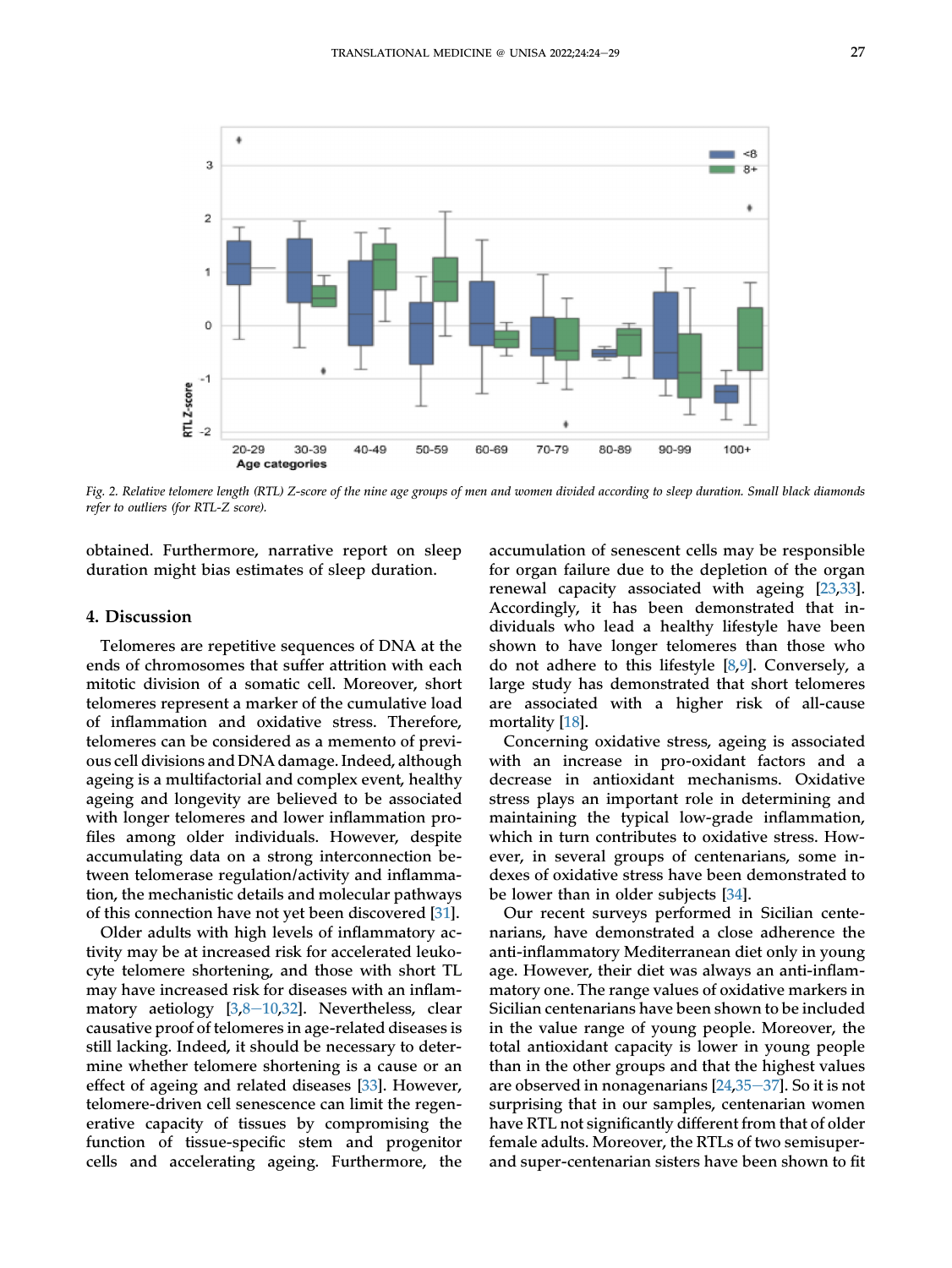Fig. 2. Relative telomere length (RTL) Z-score of the nine age groups of men and women divided according to sleep duration. Small black diamonds refer to outliers (for RTL-Z score).

obtained. Furthermore, narrative report on sleep duration might bias estimates of sleep duration.

## 4. Discussion

Telomeres are repetitive sequences of DNA at the ends of chromosomes that suffer attrition with each mitotic division of a somatic cell. Moreover, short telomeres represent a marker of the cumulative load of inflammation and oxidative stress. Therefore, telomeres can be considered as a memento of previous cell divisions and DNA damage. Indeed, although ageing is a multifactorial and complex event, healthy ageing and longevity are believed to be associated with longer telomeres and lower inflammation profiles among older individuals. However, despite accumulating data on a strong interconnection between telomerase regulation/activity and inflammation, the mechanistic details and molecular pathways of this connection have not yet been discovered [31].

Older adults with high levels of inflammatory activity may be at increased risk for accelerated leukocyte telomere shortening, and those with short TL may have increased risk for diseases with an inflammatory aetiology [3,8–10,32]. Nevertheless, clear causative proof of telomeres in age-related diseases is still lacking. Indeed, it should be necessary to determine whether telomere shortening is a cause or an effect of ageing and related diseases [33]. However, telomere-driven cell senescence can limit the regenerative capacity of tissues by compromising the function of tissue-specific stem and progenitor cells and accelerating ageing. Furthermore, the accumulation of senescent cells may be responsible for organ failure due to the depletion of the organ renewal capacity associated with ageing [23,33]. Accordingly, it has been demonstrated that individuals who lead a healthy lifestyle have been shown to have longer telomeres than those who do not adhere to this lifestyle [8,9]. Conversely, a large study has demonstrated that short telomeres are associated with a higher risk of all-cause mortality [18].

Concerning oxidative stress, ageing is associated with an increase in pro-oxidant factors and a decrease in antioxidant mechanisms. Oxidative stress plays an important role in determining and maintaining the typical low-grade inflammation, which in turn contributes to oxidative stress. However, in several groups of centenarians, some indexes of oxidative stress have been demonstrated to be lower than in older subjects [34].

Our recent surveys performed in Sicilian centenarians, have demonstrated a close adherence the anti-inflammatory Mediterranean diet only in young age. However, their diet was always an anti-inflammatory one. The range values of oxidative markers in Sicilian centenarians have been shown to be included in the value range of young people. Moreover, the total antioxidant capacity is lower in young people than in the other groups and that the highest values are observed in nonagenarians [24,35–37]. So it is not surprising that in our samples, centenarian women have RTL not significantly different from that of older female adults. Moreover, the RTLs of two semisuper- and super-centenarian sisters have been shown to fit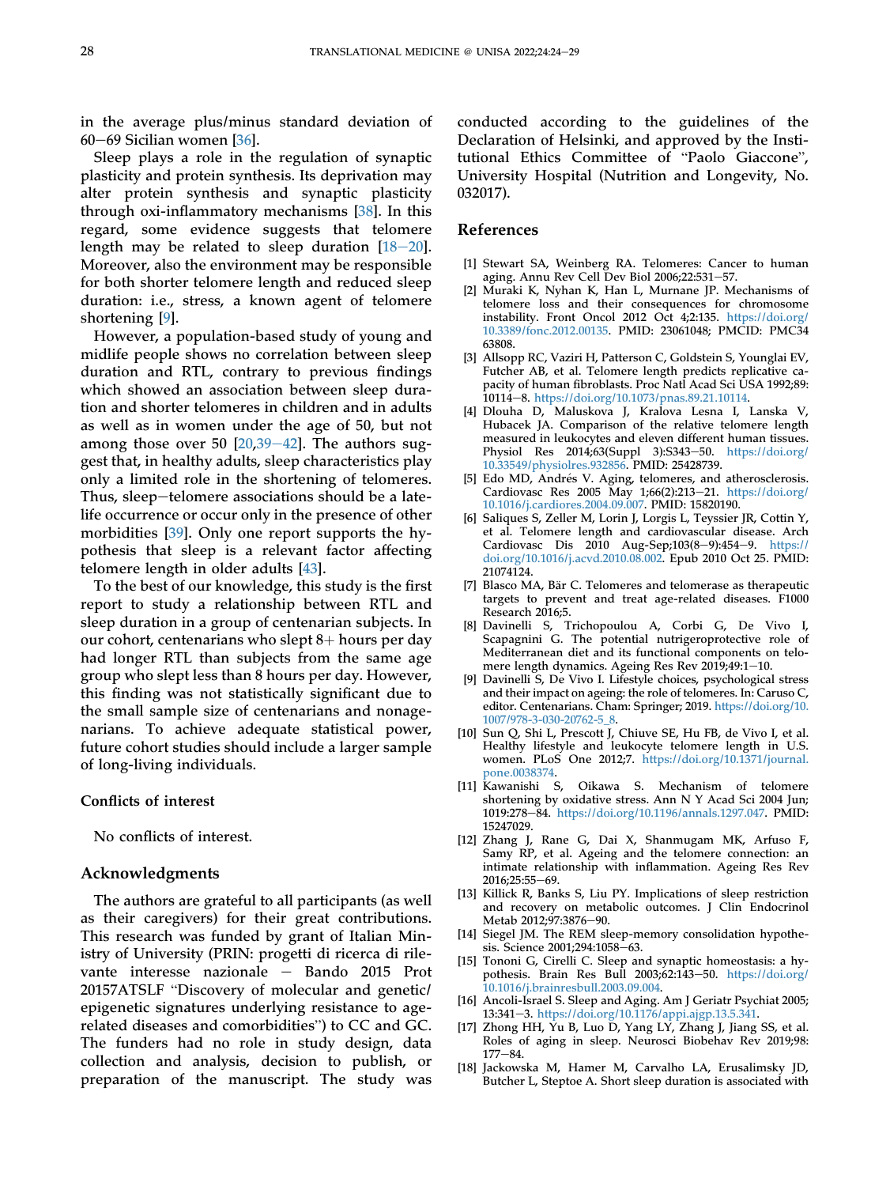in the average plus/minus standard deviation of 60−69 Sicilian women [36].

Sleep plays a role in the regulation of synaptic plasticity and protein synthesis. Its deprivation may alter protein synthesis and synaptic plasticity through oxi-inflammatory mechanisms [38]. In this regard, some evidence suggests that telomere length may be related to sleep duration [18−20]. Moreover, also the environment may be responsible for both shorter telomere length and reduced sleep duration: i.e., stress, a known agent of telomere shortening [9].

However, a population-based study of young and midlife people shows no correlation between sleep duration and RTL, contrary to previous findings which showed an association between sleep duration and shorter telomeres in children and in adults as well as in women under the age of 50, but not among those over 50 [20,39−42]. The authors suggest that, in healthy adults, sleep characteristics play only a limited role in the shortening of telomeres. Thus, sleep−telomere associations should be a late-life occurrence or occur only in the presence of other morbidities [39]. Only one report supports the hypothesis that sleep is a relevant factor affecting telomere length in older adults [43].

To the best of our knowledge, this study is the first report to study a relationship between RTL and sleep duration in a group of centenarian subjects. In our cohort, centenarians who slept 8+ hours per day had longer RTL than subjects from the same age group who slept less than 8 hours per day. However, this finding was not statistically significant due to the small sample size of centenarians and nonagenarians. To achieve adequate statistical power, future cohort studies should include a larger sample of long-living individuals.

### Conflicts of interest

No conflicts of interest.

### Acknowledgments

The authors are grateful to all participants (as well as their caregivers) for their great contributions. This research was funded by grant of Italian Ministry of University (PRIN: progetti di ricerca di rilevante interesse nazionale − Bando 2015 Prot 20157ATSLF "Discovery of molecular and genetic/epigenetic signatures underlying resistance to age-related diseases and comorbidities") to CC and GC. The funders had no role in study design, data collection and analysis, decision to publish, or preparation of the manuscript. The study was conducted according to the guidelines of the Declaration of Helsinki, and approved by the Institutional Ethics Committee of "Paolo Giaccone", University Hospital (Nutrition and Longevity, No. 032017).

## References

[1] Stewart SA, Weinberg RA. Telomeres: Cancer to human aging. Annu Rev Cell Dev Biol 2006;22:531−57.

[2] Muraki K, Nyhan K, Han L, Murnane JP. Mechanisms of telomere loss and their consequences for chromosome instability. Front Oncol 2012 Oct 4;2:135. https://doi.org/10.3389/fonc.2012.00135. PMID: 23061048; PMCID: PMC3463808.

[3] Allsopp RC, Vaziri H, Patterson C, Goldstein S, Younglai EV, Futcher AB, et al. Telomere length predicts replicative capacity of human fibroblasts. Proc Natl Acad Sci USA 1992;89:10114−8. https://doi.org/10.1073/pnas.89.21.10114.

[4] Dlouha D, Maluskova J, Kralova Lesna I, Lanska V, Hubacek JA. Comparison of the relative telomere length measured in leukocytes and eleven different human tissues. Physiol Res 2014;63(Suppl 3):S343−50. https://doi.org/10.33549/physiolres.932856. PMID: 25428739.

[5] Edo MD, Andrés V. Aging, telomeres, and atherosclerosis. Cardiovasc Res 2005 May 1;66(2):213−21. https://doi.org/10.1016/j.cardiores.2004.09.007. PMID: 15820190.

[6] Saliques S, Zeller M, Lorin J, Lorgis L, Teyssier JR, Cottin Y, et al. Telomere length and cardiovascular disease. Arch Cardiovasc Dis 2010 Aug-Sep;103(8−9):454−9. https://doi.org/10.1016/j.acvd.2010.08.002. Epub 2010 Oct 25. PMID: 21074124.

[7] Blasco MA, Bär C. Telomeres and telomerase as therapeutic targets to prevent and treat age-related diseases. F1000 Research 2016;5.

[8] Davinelli S, Trichopoulou A, Corbi G, De Vivo I, Scapagnini G. The potential nutrigeroprotective role of Mediterranean diet and its functional components on telomere length dynamics. Ageing Res Rev 2019;49:1−10.

[9] Davinelli S, De Vivo I. Lifestyle choices, psychological stress and their impact on ageing: the role of telomeres. In: Caruso C, editor. Centenarians. Cham: Springer; 2019. https://doi.org/10.1007/978-3-030-20762-5_8.

[10] Sun Q, Shi L, Prescott J, Chiuve SE, Hu FB, de Vivo I, et al. Healthy lifestyle and leukocyte telomere length in U.S. women. PLoS One 2012;7. https://doi.org/10.1371/journal.pone.0038374.

[11] Kawanishi S, Oikawa S. Mechanism of telomere shortening by oxidative stress. Ann N Y Acad Sci 2004 Jun;1019:278−84. https://doi.org/10.1196/annals.1297.047. PMID: 15247029.

[12] Zhang J, Rane G, Dai X, Shanmugam MK, Arfuso F, Samy RP, et al. Ageing and the telomere connection: an intimate relationship with inflammation. Ageing Res Rev 2016;25:55−69.

[13] Killick R, Banks S, Liu PY. Implications of sleep restriction and recovery on metabolic outcomes. J Clin Endocrinol Metab 2012;97:3876−90.

[14] Siegel JM. The REM sleep-memory consolidation hypothesis. Science 2001;294:1058−63.

[15] Tononi G, Cirelli C. Sleep and synaptic homeostasis: a hypothesis. Brain Res Bull 2003;62:143−50. https://doi.org/10.1016/j.brainresbull.2003.09.004.

[16] Ancoli-Israel S. Sleep and Aging. Am J Geriatr Psychiat 2005;13:341−3. https://doi.org/10.1176/appi.ajgp.13.5.341.

[17] Zhong HH, Yu B, Luo D, Yang LY, Zhang J, Jiang SS, et al. Roles of aging in sleep. Neurosci Biobehav Rev 2019;98:177−84.

[18] Jackowska M, Hamer M, Carvalho LA, Erusalimsky JD, Butcher L, Steptoe A. Short sleep duration is associated with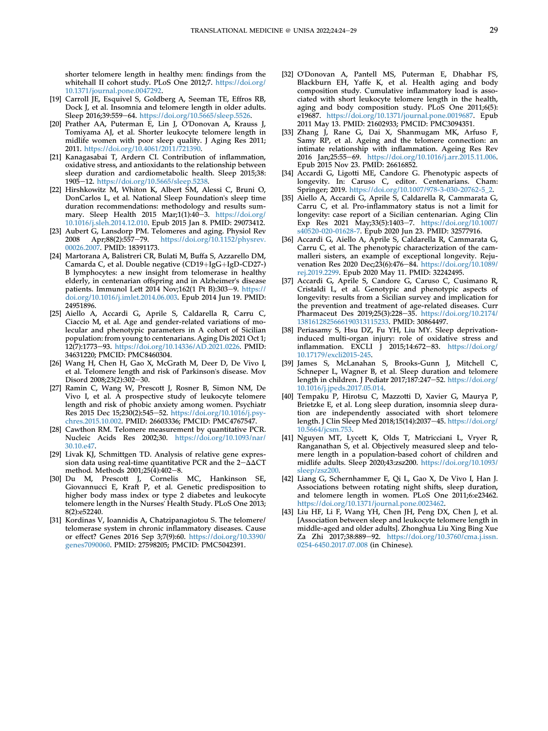shorter telomere length in healthy men: findings from the whitehall II cohort study. PLoS One 2012;7. https://doi.org/10.1371/journal.pone.0047292.

[19] Carroll JE, Esquivel S, Goldberg A, Seeman TE, Effros RB, Dock J, et al. Insomnia and telomere length in older adults. Sleep 2016;39:559−64. https://doi.org/10.5665/sleep.5526.

[20] Prather AA, Puterman E, Lin J, O'Donovan A, Krauss J, Tomiyama AJ, et al. Shorter leukocyte telomere length in midlife women with poor sleep quality. J Aging Res 2011; 2011. https://doi.org/10.4061/2011/721390.

[21] Kanagasabai T, Ardern CI. Contribution of inflammation, oxidative stress, and antioxidants to the relationship between sleep duration and cardiometabolic health. Sleep 2015;38: 1905−12. https://doi.org/10.5665/sleep.5238.

[22] Hirshkowitz M, Whiton K, Albert SM, Alessi C, Bruni O, DonCarlos L, et al. National Sleep Foundation's sleep time duration recommendations: methodology and results summary. Sleep Health 2015 Mar;1(1):40−3. https://doi.org/10.1016/j.sleh.2014.12.010. Epub 2015 Jan 8. PMID: 29073412.

[23] Aubert G, Lansdorp PM. Telomeres and aging. Physiol Rev 2008 Apr;88(2):557−79. https://doi.org/10.1152/physrev.00026.2007. PMID: 18391173.

[24] Martorana A, Balistreri CR, Bulati M, Buffa S, Azzarello DM, Camarda C, et al. Double negative (CD19+IgG+IgD-CD27-) B lymphocytes: a new insight from telomerase in healthy elderly, in centenarian offspring and in Alzheimer's disease patients. Immunol Lett 2014 Nov;162(1 Pt B):303−9. https://doi.org/10.1016/j.imlet.2014.06.003. Epub 2014 Jun 19. PMID: 24951896.

[25] Aiello A, Accardi G, Aprile S, Caldarella R, Carru C, Ciaccio M, et al. Age and gender-related variations of molecular and phenotypic parameters in A cohort of Sicilian population: from young to centenarians. Aging Dis 2021 Oct 1; 12(7):1773−93. https://doi.org/10.14336/AD.2021.0226. PMID: 34631220; PMCID: PMC8460304.

[26] Wang H, Chen H, Gao X, McGrath M, Deer D, De Vivo I, et al. Telomere length and risk of Parkinson's disease. Mov Disord 2008;23(2):302−30.

[27] Ramin C, Wang W, Prescott J, Rosner B, Simon NM, De Vivo I, et al. A prospective study of leukocyte telomere length and risk of phobic anxiety among women. Psychiatr Res 2015 Dec 15;230(2):545−52. https://doi.org/10.1016/j.psychres.2015.10.002. PMID: 26603336; PMCID: PMC4767547.

[28] Cawthon RM. Telomere measurement by quantitative PCR. Nucleic Acids Res 2002;30. https://doi.org/10.1093/nar/30.10.e47.

[29] Livak KJ, Schmittgen TD. Analysis of relative gene expression data using real-time quantitative PCR and the 2−ΔΔCT method. Methods 2001;25(4):402−8.

[30] Du M, Prescott J, Cornelis MC, Hankinson SE, Giovannucci E, Kraft P, et al. Genetic predisposition to higher body mass index or type 2 diabetes and leukocyte telomere length in the Nurses' Health Study. PLoS One 2013; 8(2):e52240.

[31] Kordinas V, Ioannidis A, Chatzipanagiotou S. The telomere/telomerase system in chronic inflammatory diseases. Cause or effect? Genes 2016 Sep 3;7(9):60. https://doi.org/10.3390/genes7090060. PMID: 27598205; PMCID: PMC5042391.

[32] O'Donovan A, Pantell MS, Puterman E, Dhabhar FS, Blackburn EH, Yaffe K, et al. Health aging and body composition study. Cumulative inflammatory load is associated with short leukocyte telomere length in the health, aging and body composition study. PLoS One 2011;6(5): e19687. https://doi.org/10.1371/journal.pone.0019687. Epub 2011 May 13. PMID: 21602933; PMCID: PMC3094351.

[33] Zhang J, Rane G, Dai X, Shanmugam MK, Arfuso F, Samy RP, et al. Ageing and the telomere connection: an intimate relationship with inflammation. Ageing Res Rev 2016 Jan;25:55−69. https://doi.org/10.1016/j.arr.2015.11.006. Epub 2015 Nov 23. PMID: 26616852.

[34] Accardi G, Ligotti ME, Candore G. Phenotypic aspects of longevity. In: Caruso C, editor. Centenarians. Cham: Springer; 2019. https://doi.org/10.1007/978-3-030-20762-5_2.

[35] Aiello A, Accardi G, Aprile S, Caldarella R, Cammarata G, Carru C, et al. Pro-inflammatory status is not a limit for longevity: case report of a Sicilian centenarian. Aging Clin Exp Res 2021 May;33(5):1403−7. https://doi.org/10.1007/s40520-020-01628-7. Epub 2020 Jun 23. PMID: 32577916.

[36] Accardi G, Aiello A, Aprile S, Caldarella R, Cammarata G, Carru C, et al. The phenotypic characterization of the cammalleri sisters, an example of exceptional longevity. Rejuvenation Res 2020 Dec;23(6):476−84. https://doi.org/10.1089/rej.2019.2299. Epub 2020 May 11. PMID: 32242495.

[37] Accardi G, Aprile S, Candore G, Caruso C, Cusimano R, Cristaldi L, et al. Genotypic and phenotypic aspects of longevity: results from a Sicilian survey and implication for the prevention and treatment of age-related diseases. Curr Pharmaceut Des 2019;25(3):228−35. https://doi.org/10.2174/1381612825666190313115233. PMID: 30864497.

[38] Periasamy S, Hsu DZ, Fu YH, Liu MY. Sleep deprivation-induced multi-organ injury: role of oxidative stress and inflammation. EXCLI J 2015;14:672−83. https://doi.org/10.17179/excli2015-245.

[39] James S, McLanahan S, Brooks-Gunn J, Mitchell C, Schneper L, Wagner B, et al. Sleep duration and telomere length in children. J Pediatr 2017;187:247−52. https://doi.org/10.1016/j.jpeds.2017.05.014.

[40] Tempaku P, Hirotsu C, Mazzotti D, Xavier G, Maurya P, Brietzke E, et al. Long sleep duration, insomnia sleep duration are independently associated with short telomere length. J Clin Sleep Med 2018;15(14):2037−45. https://doi.org/10.5664/jcsm.753.

[41] Nguyen MT, Lycett K, Olds T, Matricciani L, Vryer R, Ranganathan S, et al. Objectively measured sleep and telomere length in a population-based cohort of children and midlife adults. Sleep 2020;43:zsz200. https://doi.org/10.1093/sleep/zsz200.

[42] Liang G, Schernhammer E, Qi L, Gao X, De Vivo I, Han J. Associations between rotating night shifts, sleep duration, and telomere length in women. PLoS One 2011;6:e23462. https://doi.org/10.1371/journal.pone.0023462.

[43] Liu HF, Li F, Wang YH, Chen JH, Peng DX, Chen J, et al. [Association between sleep and leukocyte telomere length in middle-aged and older adults]. Zhonghua Liu Xing Bing Xue Za Zhi 2017;38:889−92. https://doi.org/10.3760/cma.j.issn.0254-6450.2017.07.008 (in Chinese).